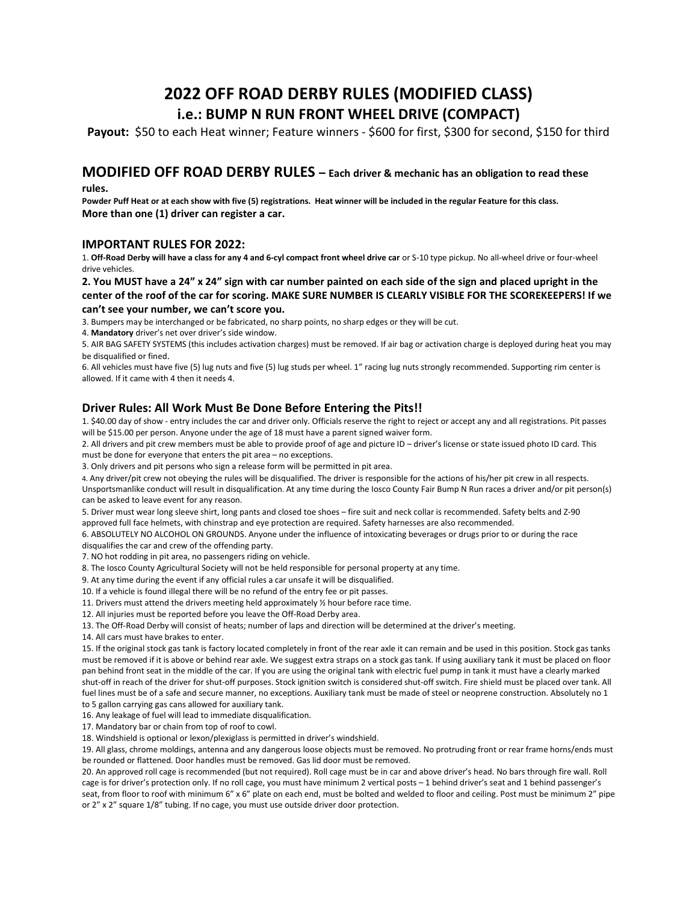# 2022 OFF ROAD DERBY RULES (MODIFIED CLASS)

## i.e.: BUMP N RUN FRONT WHEEL DRIVE (COMPACT)

**Payout:** $50 to each Heat winner; Feature winners - $600 for first, $300 for second, $150 for third

## MODIFIED OFF ROAD DERBY RULES – Each driver & mechanic has an obligation to read these rules.

**Powder Puff Heat or at each show with five (5) registrations. Heat winner will be included in the regular Feature for this class.**

**More than one (1) driver can register a car.**

### IMPORTANT RULES FOR 2022:

1. **Off-Road Derby will have a class for any 4 and 6-cyl compact front wheel drive car** or S-10 type pickup. No all-wheel drive or four-wheel drive vehicles.
2. **You MUST have a 24" x 24" sign with car number painted on each side of the sign and placed upright in the center of the roof of the car for scoring. MAKE SURE NUMBER IS CLEARLY VISIBLE FOR THE SCOREKEEPERS! If we can't see your number, we can't score you.**
3. Bumpers may be interchanged or be fabricated, no sharp points, no sharp edges or they will be cut.
4. **Mandatory** driver's net over driver's side window.
5. AIR BAG SAFETY SYSTEMS (this includes activation charges) must be removed. If air bag or activation charge is deployed during heat you may be disqualified or fined.
6. All vehicles must have five (5) lug nuts and five (5) lug studs per wheel. 1" racing lug nuts strongly recommended. Supporting rim center is allowed. If it came with 4 then it needs 4.

### Driver Rules: All Work Must Be Done Before Entering the Pits!!

1. $40.00 day of show - entry includes the car and driver only. Officials reserve the right to reject or accept any and all registrations. Pit passes will be $15.00 per person. Anyone under the age of 18 must have a parent signed waiver form.
2. All drivers and pit crew members must be able to provide proof of age and picture ID – driver's license or state issued photo ID card. This must be done for everyone that enters the pit area – no exceptions.
3. Only drivers and pit persons who sign a release form will be permitted in pit area.
4. Any driver/pit crew not obeying the rules will be disqualified. The driver is responsible for the actions of his/her pit crew in all respects. Unsportsmanlike conduct will result in disqualification. At any time during the Iosco County Fair Bump N Run races a driver and/or pit person(s) can be asked to leave event for any reason.
5. Driver must wear long sleeve shirt, long pants and closed toe shoes – fire suit and neck collar is recommended. Safety belts and Z-90 approved full face helmets, with chinstrap and eye protection are required. Safety harnesses are also recommended.
6. ABSOLUTELY NO ALCOHOL ON GROUNDS. Anyone under the influence of intoxicating beverages or drugs prior to or during the race disqualifies the car and crew of the offending party.
7. NO hot rodding in pit area, no passengers riding on vehicle.
8. The Iosco County Agricultural Society will not be held responsible for personal property at any time.
9. At any time during the event if any official rules a car unsafe it will be disqualified.
10. If a vehicle is found illegal there will be no refund of the entry fee or pit passes.
11. Drivers must attend the drivers meeting held approximately ½ hour before race time.
12. All injuries must be reported before you leave the Off-Road Derby area.
13. The Off-Road Derby will consist of heats; number of laps and direction will be determined at the driver's meeting.
14. All cars must have brakes to enter.
15. If the original stock gas tank is factory located completely in front of the rear axle it can remain and be used in this position. Stock gas tanks must be removed if it is above or behind rear axle. We suggest extra straps on a stock gas tank. If using auxiliary tank it must be placed on floor pan behind front seat in the middle of the car. If you are using the original tank with electric fuel pump in tank it must have a clearly marked shut-off in reach of the driver for shut-off purposes. Stock ignition switch is considered shut-off switch. Fire shield must be placed over tank. All fuel lines must be of a safe and secure manner, no exceptions. Auxiliary tank must be made of steel or neoprene construction. Absolutely no 1 to 5 gallon carrying gas cans allowed for auxiliary tank.
16. Any leakage of fuel will lead to immediate disqualification.
17. Mandatory bar or chain from top of roof to cowl.
18. Windshield is optional or lexon/plexiglass is permitted in driver's windshield.
19. All glass, chrome moldings, antenna and any dangerous loose objects must be removed. No protruding front or rear frame horns/ends must be rounded or flattened. Door handles must be removed. Gas lid door must be removed.
20. An approved roll cage is recommended (but not required). Roll cage must be in car and above driver's head. No bars through fire wall. Roll cage is for driver's protection only. If no roll cage, you must have minimum 2 vertical posts – 1 behind driver's seat and 1 behind passenger's seat, from floor to roof with minimum 6" x 6" plate on each end, must be bolted and welded to floor and ceiling. Post must be minimum 2" pipe or 2" x 2" square 1/8" tubing. If no cage, you must use outside driver door protection.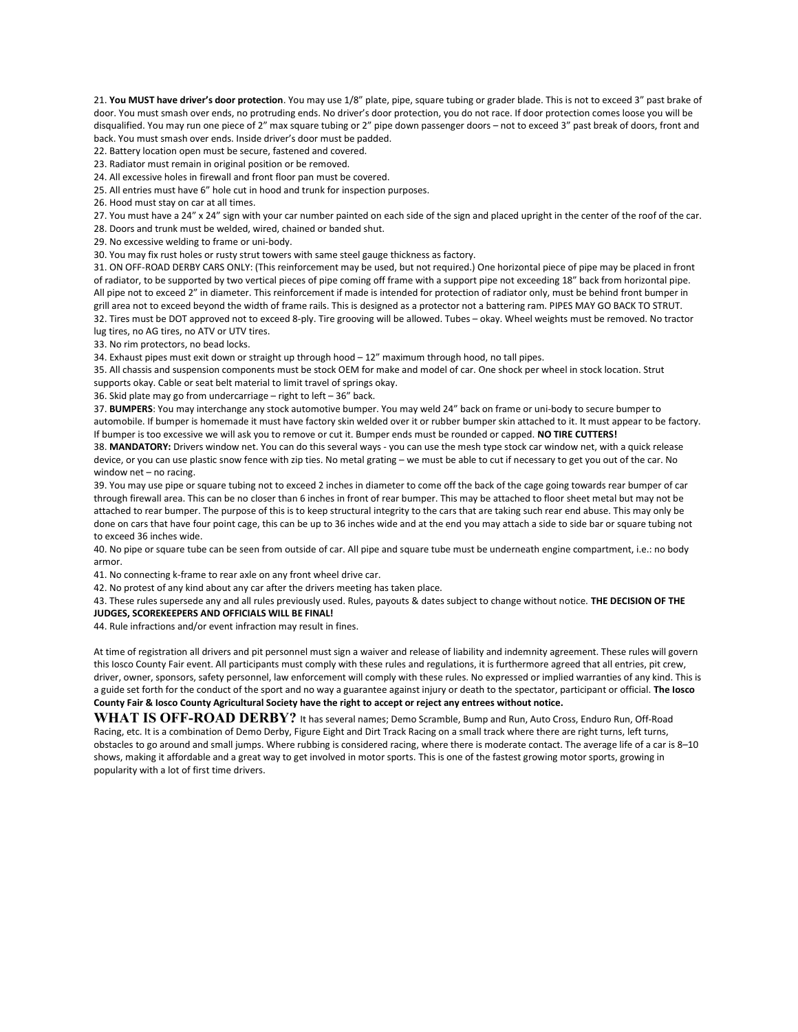21. **You MUST have driver's door protection**. You may use 1/8" plate, pipe, square tubing or grader blade. This is not to exceed 3" past brake of door. You must smash over ends, no protruding ends. No driver's door protection, you do not race. If door protection comes loose you will be disqualified. You may run one piece of 2" max square tubing or 2" pipe down passenger doors – not to exceed 3" past break of doors, front and back. You must smash over ends. Inside driver's door must be padded.
22. Battery location open must be secure, fastened and covered.
23. Radiator must remain in original position or be removed.
24. All excessive holes in firewall and front floor pan must be covered.
25. All entries must have 6" hole cut in hood and trunk for inspection purposes.
26. Hood must stay on car at all times.
27. You must have a 24" x 24" sign with your car number painted on each side of the sign and placed upright in the center of the roof of the car.
28. Doors and trunk must be welded, wired, chained or banded shut.
29. No excessive welding to frame or uni-body.
30. You may fix rust holes or rusty strut towers with same steel gauge thickness as factory.
31. ON OFF-ROAD DERBY CARS ONLY: (This reinforcement may be used, but not required.) One horizontal piece of pipe may be placed in front of radiator, to be supported by two vertical pieces of pipe coming off frame with a support pipe not exceeding 18" back from horizontal pipe. All pipe not to exceed 2" in diameter. This reinforcement if made is intended for protection of radiator only, must be behind front bumper in grill area not to exceed beyond the width of frame rails. This is designed as a protector not a battering ram. PIPES MAY GO BACK TO STRUT.
32. Tires must be DOT approved not to exceed 8-ply. Tire grooving will be allowed. Tubes – okay. Wheel weights must be removed. No tractor lug tires, no AG tires, no ATV or UTV tires.
33. No rim protectors, no bead locks.
34. Exhaust pipes must exit down or straight up through hood – 12" maximum through hood, no tall pipes.
35. All chassis and suspension components must be stock OEM for make and model of car. One shock per wheel in stock location. Strut supports okay. Cable or seat belt material to limit travel of springs okay.
36. Skid plate may go from undercarriage – right to left – 36" back.
37. **BUMPERS**: You may interchange any stock automotive bumper. You may weld 24" back on frame or uni-body to secure bumper to automobile. If bumper is homemade it must have factory skin welded over it or rubber bumper skin attached to it. It must appear to be factory. If bumper is too excessive we will ask you to remove or cut it. Bumper ends must be rounded or capped. **NO TIRE CUTTERS!**
38. **MANDATORY:** Drivers window net. You can do this several ways - you can use the mesh type stock car window net, with a quick release device, or you can use plastic snow fence with zip ties. No metal grating – we must be able to cut if necessary to get you out of the car. No window net – no racing.
39. You may use pipe or square tubing not to exceed 2 inches in diameter to come off the back of the cage going towards rear bumper of car through firewall area. This can be no closer than 6 inches in front of rear bumper. This may be attached to floor sheet metal but may not be attached to rear bumper. The purpose of this is to keep structural integrity to the cars that are taking such rear end abuse. This may only be done on cars that have four point cage, this can be up to 36 inches wide and at the end you may attach a side to side bar or square tubing not to exceed 36 inches wide.
40. No pipe or square tube can be seen from outside of car. All pipe and square tube must be underneath engine compartment, i.e.: no body armor.
41. No connecting k-frame to rear axle on any front wheel drive car.
42. No protest of any kind about any car after the drivers meeting has taken place.
43. These rules supersede any and all rules previously used. Rules, payouts & dates subject to change without notice. **THE DECISION OF THE JUDGES, SCOREKEEPERS AND OFFICIALS WILL BE FINAL!**
44. Rule infractions and/or event infraction may result in fines.

At time of registration all drivers and pit personnel must sign a waiver and release of liability and indemnity agreement. These rules will govern this Iosco County Fair event. All participants must comply with these rules and regulations, it is furthermore agreed that all entries, pit crew, driver, owner, sponsors, safety personnel, law enforcement will comply with these rules. No expressed or implied warranties of any kind. This is a guide set forth for the conduct of the sport and no way a guarantee against injury or death to the spectator, participant or official. **The Iosco County Fair & Iosco County Agricultural Society have the right to accept or reject any entrees without notice.**

**WHAT IS OFF-ROAD DERBY?** It has several names; Demo Scramble, Bump and Run, Auto Cross, Enduro Run, Off-Road Racing, etc. It is a combination of Demo Derby, Figure Eight and Dirt Track Racing on a small track where there are right turns, left turns, obstacles to go around and small jumps. Where rubbing is considered racing, where there is moderate contact. The average life of a car is 8–10 shows, making it affordable and a great way to get involved in motor sports. This is one of the fastest growing motor sports, growing in popularity with a lot of first time drivers.